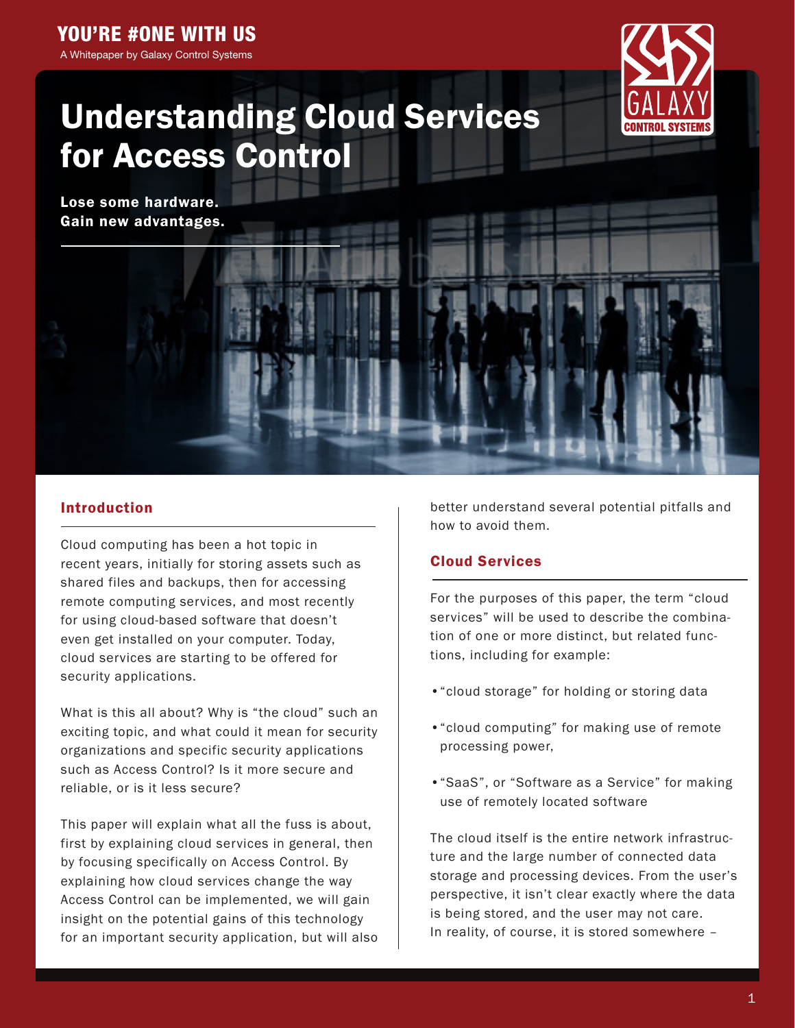YOU'RE #ONE WITH US

A Whitepaper by Galaxy Control Systems

# Understanding Cloud Services for Access Control

**Lose some hardware.**
**Gain new advantages.**

## Introduction

Cloud computing has been a hot topic in recent years, initially for storing assets such as shared files and backups, then for accessing remote computing services, and most recently for using cloud-based software that doesn't even get installed on your computer. Today, cloud services are starting to be offered for security applications.

What is this all about? Why is "the cloud" such an exciting topic, and what could it mean for security organizations and specific security applications such as Access Control? Is it more secure and reliable, or is it less secure?

This paper will explain what all the fuss is about, first by explaining cloud services in general, then by focusing specifically on Access Control. By explaining how cloud services change the way Access Control can be implemented, we will gain insight on the potential gains of this technology for an important security application, but will also better understand several potential pitfalls and how to avoid them.

## Cloud Services

For the purposes of this paper, the term "cloud services" will be used to describe the combination of one or more distinct, but related functions, including for example:

- "cloud storage" for holding or storing data
- "cloud computing" for making use of remote processing power,
- "SaaS", or "Software as a Service" for making use of remotely located software

The cloud itself is the entire network infrastructure and the large number of connected data storage and processing devices. From the user's perspective, it isn't clear exactly where the data is being stored, and the user may not care. In reality, of course, it is stored somewhere –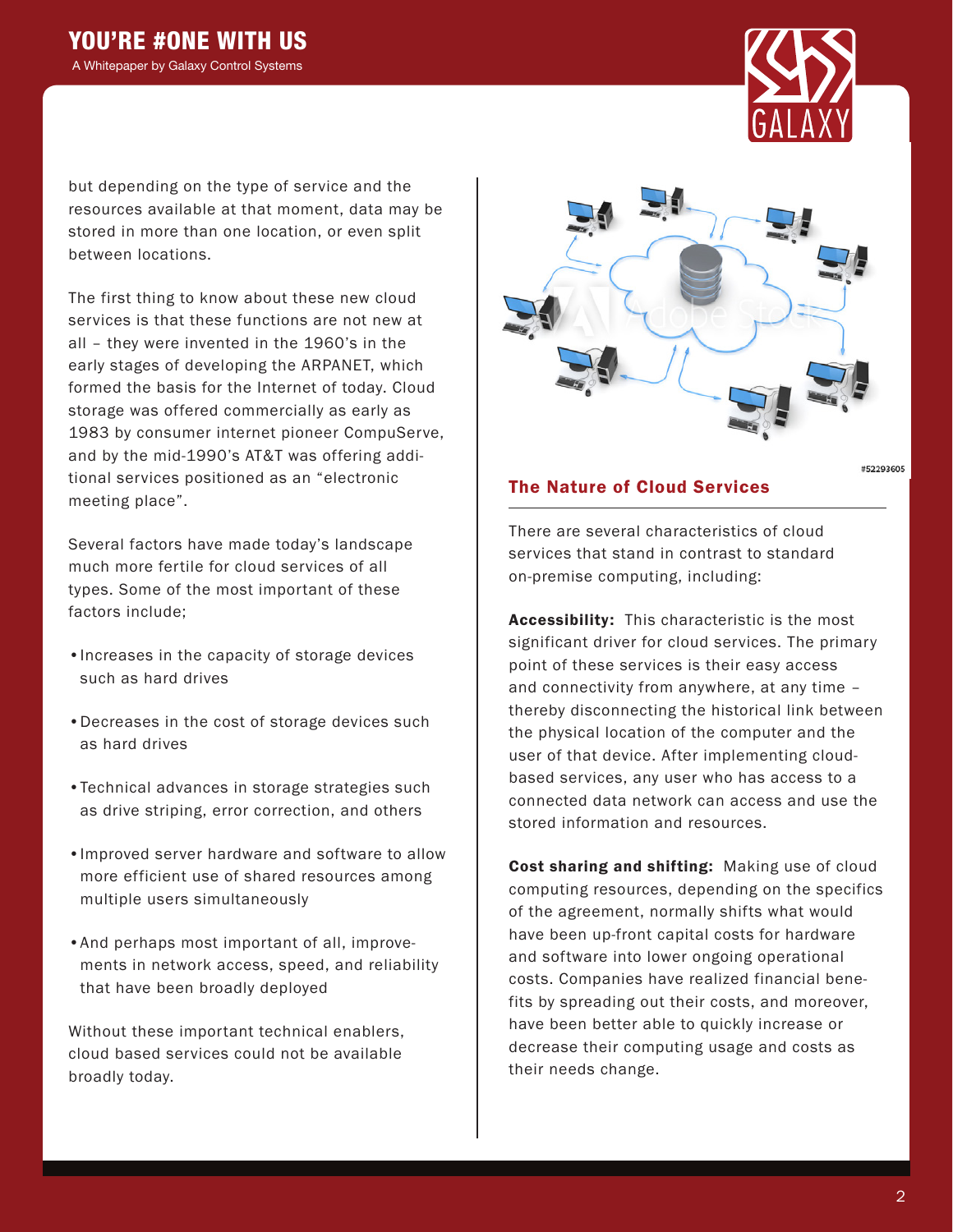but depending on the type of service and the resources available at that moment, data may be stored in more than one location, or even split between locations.

The first thing to know about these new cloud services is that these functions are not new at all – they were invented in the 1960's in the early stages of developing the ARPANET, which formed the basis for the Internet of today. Cloud storage was offered commercially as early as 1983 by consumer internet pioneer CompuServe, and by the mid-1990's AT&T was offering additional services positioned as an "electronic meeting place".

Several factors have made today's landscape much more fertile for cloud services of all types. Some of the most important of these factors include;

- Increases in the capacity of storage devices such as hard drives
- Decreases in the cost of storage devices such as hard drives
- Technical advances in storage strategies such as drive striping, error correction, and others
- Improved server hardware and software to allow more efficient use of shared resources among multiple users simultaneously
- And perhaps most important of all, improvements in network access, speed, and reliability that have been broadly deployed

Without these important technical enablers, cloud based services could not be available broadly today.

#52293605

## The Nature of Cloud Services

There are several characteristics of cloud services that stand in contrast to standard on-premise computing, including:

**Accessibility:** This characteristic is the most significant driver for cloud services. The primary point of these services is their easy access and connectivity from anywhere, at any time – thereby disconnecting the historical link between the physical location of the computer and the user of that device. After implementing cloud-based services, any user who has access to a connected data network can access and use the stored information and resources.

**Cost sharing and shifting:** Making use of cloud computing resources, depending on the specifics of the agreement, normally shifts what would have been up-front capital costs for hardware and software into lower ongoing operational costs. Companies have realized financial benefits by spreading out their costs, and moreover, have been better able to quickly increase or decrease their computing usage and costs as their needs change.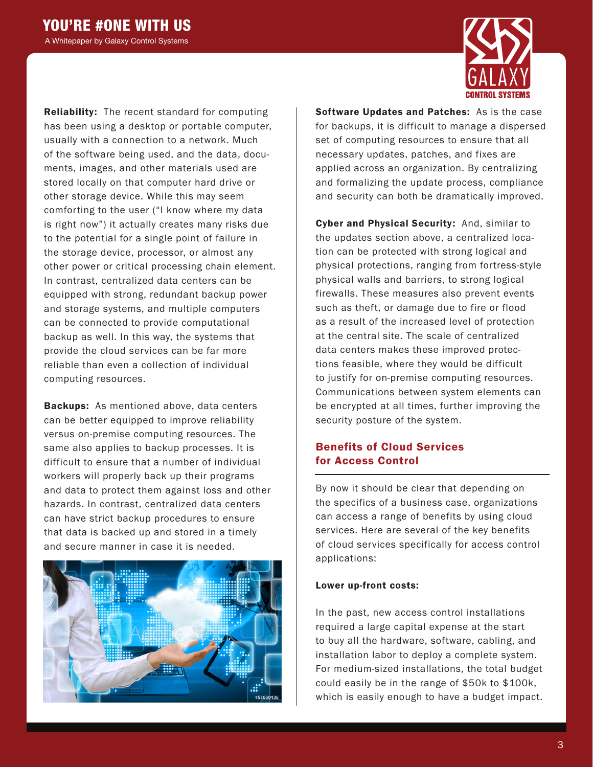**Reliability:** The recent standard for computing has been using a desktop or portable computer, usually with a connection to a network. Much of the software being used, and the data, documents, images, and other materials used are stored locally on that computer hard drive or other storage device. While this may seem comforting to the user ("I know where my data is right now") it actually creates many risks due to the potential for a single point of failure in the storage device, processor, or almost any other power or critical processing chain element. In contrast, centralized data centers can be equipped with strong, redundant backup power and storage systems, and multiple computers can be connected to provide computational backup as well. In this way, the systems that provide the cloud services can be far more reliable than even a collection of individual computing resources.

**Backups:** As mentioned above, data centers can be better equipped to improve reliability versus on-premise computing resources. The same also applies to backup processes. It is difficult to ensure that a number of individual workers will properly back up their programs and data to protect them against loss and other hazards. In contrast, centralized data centers can have strict backup procedures to ensure that data is backed up and stored in a timely and secure manner in case it is needed.

**Software Updates and Patches:** As is the case for backups, it is difficult to manage a dispersed set of computing resources to ensure that all necessary updates, patches, and fixes are applied across an organization. By centralizing and formalizing the update process, compliance and security can both be dramatically improved.

**Cyber and Physical Security:** And, similar to the updates section above, a centralized location can be protected with strong logical and physical protections, ranging from fortress-style physical walls and barriers, to strong logical firewalls. These measures also prevent events such as theft, or damage due to fire or flood as a result of the increased level of protection at the central site. The scale of centralized data centers makes these improved protections feasible, where they would be difficult to justify for on-premise computing resources. Communications between system elements can be encrypted at all times, further improving the security posture of the system.

## Benefits of Cloud Services for Access Control

By now it should be clear that depending on the specifics of a business case, organizations can access a range of benefits by using cloud services. Here are several of the key benefits of cloud services specifically for access control applications:

**Lower up-front costs:**

In the past, new access control installations required a large capital expense at the start to buy all the hardware, software, cabling, and installation labor to deploy a complete system. For medium-sized installations, the total budget could easily be in the range of $50k to $100k, which is easily enough to have a budget impact.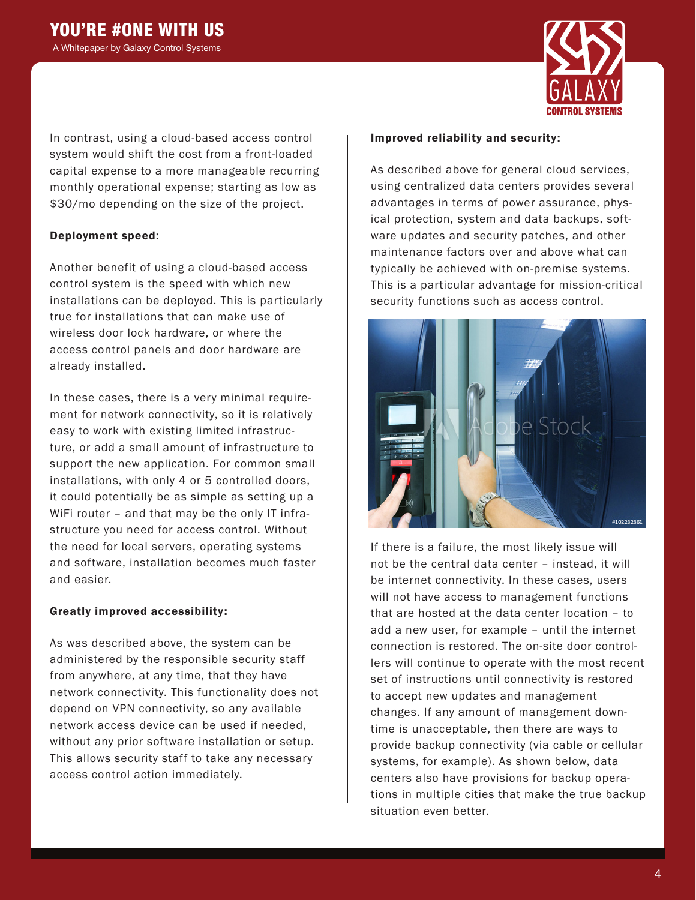In contrast, using a cloud-based access control system would shift the cost from a front-loaded capital expense to a more manageable recurring monthly operational expense; starting as low as $30/mo depending on the size of the project.

**Deployment speed:**

Another benefit of using a cloud-based access control system is the speed with which new installations can be deployed. This is particularly true for installations that can make use of wireless door lock hardware, or where the access control panels and door hardware are already installed.

In these cases, there is a very minimal requirement for network connectivity, so it is relatively easy to work with existing limited infrastructure, or add a small amount of infrastructure to support the new application. For common small installations, with only 4 or 5 controlled doors, it could potentially be as simple as setting up a WiFi router – and that may be the only IT infrastructure you need for access control. Without the need for local servers, operating systems and software, installation becomes much faster and easier.

**Greatly improved accessibility:**

As was described above, the system can be administered by the responsible security staff from anywhere, at any time, that they have network connectivity. This functionality does not depend on VPN connectivity, so any available network access device can be used if needed, without any prior software installation or setup. This allows security staff to take any necessary access control action immediately.

**Improved reliability and security:**

As described above for general cloud services, using centralized data centers provides several advantages in terms of power assurance, physical protection, system and data backups, software updates and security patches, and other maintenance factors over and above what can typically be achieved with on-premise systems. This is a particular advantage for mission-critical security functions such as access control.

If there is a failure, the most likely issue will not be the central data center – instead, it will be internet connectivity. In these cases, users will not have access to management functions that are hosted at the data center location – to add a new user, for example – until the internet connection is restored. The on-site door controllers will continue to operate with the most recent set of instructions until connectivity is restored to accept new updates and management changes. If any amount of management downtime is unacceptable, then there are ways to provide backup connectivity (via cable or cellular systems, for example). As shown below, data centers also have provisions for backup operations in multiple cities that make the true backup situation even better.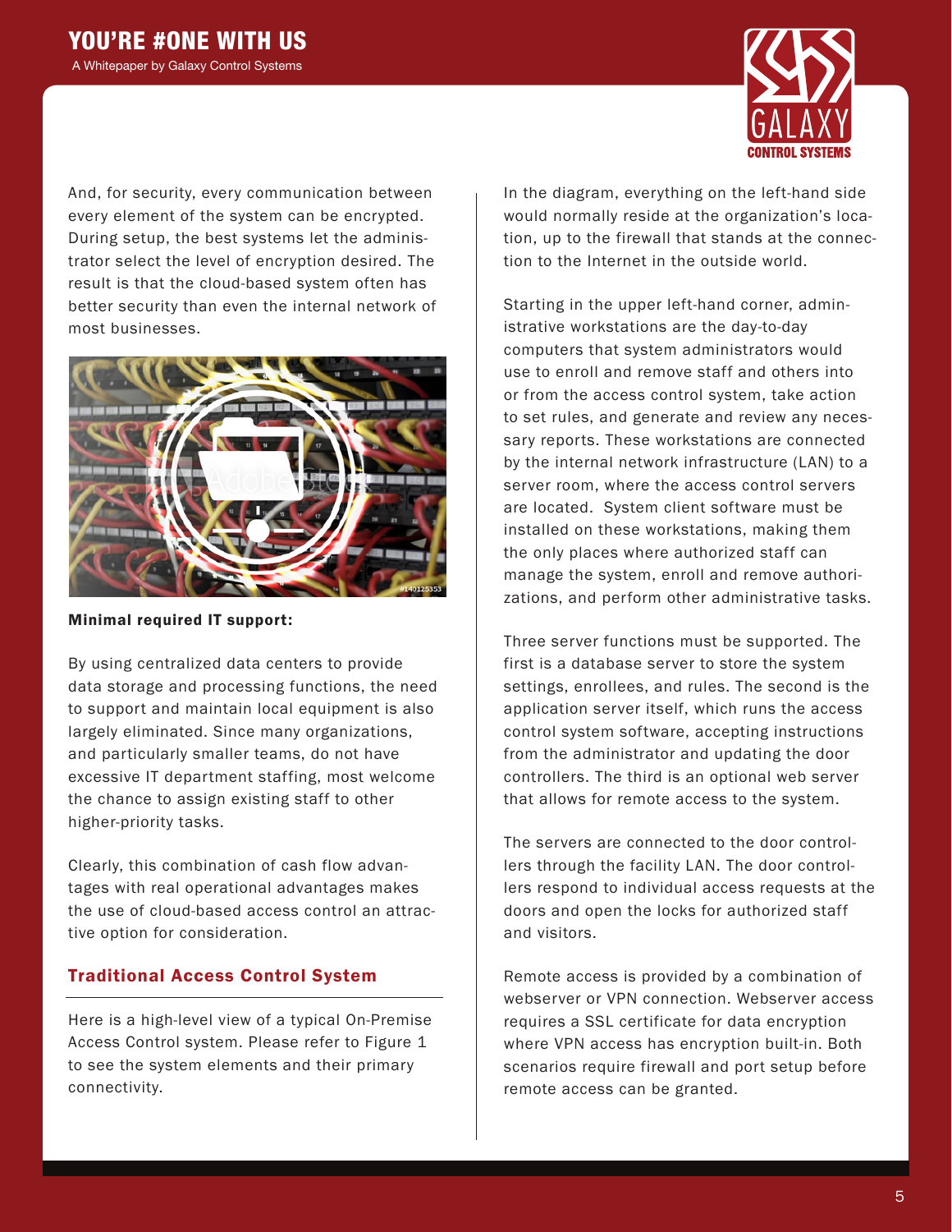And, for security, every communication between every element of the system can be encrypted. During setup, the best systems let the administrator select the level of encryption desired. The result is that the cloud-based system often has better security than even the internal network of most businesses.

**Minimal required IT support:**

By using centralized data centers to provide data storage and processing functions, the need to support and maintain local equipment is also largely eliminated. Since many organizations, and particularly smaller teams, do not have excessive IT department staffing, most welcome the chance to assign existing staff to other higher-priority tasks.

Clearly, this combination of cash flow advantages with real operational advantages makes the use of cloud-based access control an attractive option for consideration.

## Traditional Access Control System

Here is a high-level view of a typical On-Premise Access Control system. Please refer to Figure 1 to see the system elements and their primary connectivity.

In the diagram, everything on the left-hand side would normally reside at the organization's location, up to the firewall that stands at the connection to the Internet in the outside world.

Starting in the upper left-hand corner, administrative workstations are the day-to-day computers that system administrators would use to enroll and remove staff and others into or from the access control system, take action to set rules, and generate and review any necessary reports. These workstations are connected by the internal network infrastructure (LAN) to a server room, where the access control servers are located. System client software must be installed on these workstations, making them the only places where authorized staff can manage the system, enroll and remove authorizations, and perform other administrative tasks.

Three server functions must be supported. The first is a database server to store the system settings, enrollees, and rules. The second is the application server itself, which runs the access control system software, accepting instructions from the administrator and updating the door controllers. The third is an optional web server that allows for remote access to the system.

The servers are connected to the door controllers through the facility LAN. The door controllers respond to individual access requests at the doors and open the locks for authorized staff and visitors.

Remote access is provided by a combination of webserver or VPN connection. Webserver access requires a SSL certificate for data encryption where VPN access has encryption built-in. Both scenarios require firewall and port setup before remote access can be granted.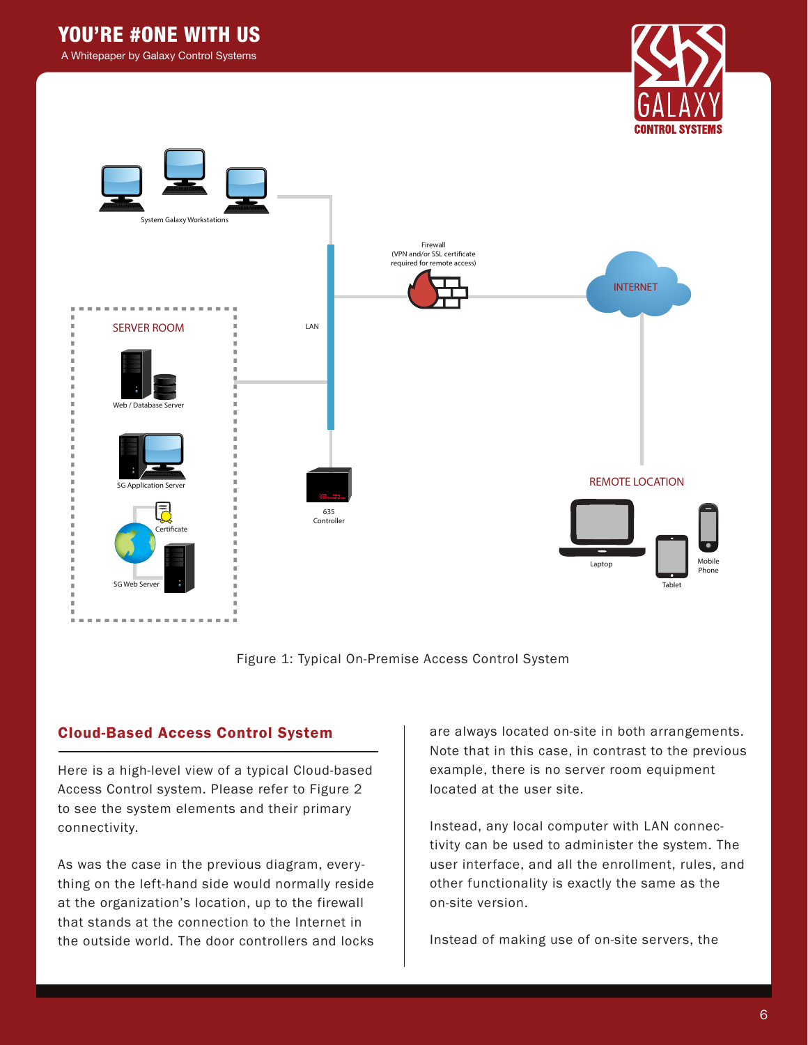Figure 1: Typical On-Premise Access Control System

## Cloud-Based Access Control System

Here is a high-level view of a typical Cloud-based Access Control system. Please refer to Figure 2 to see the system elements and their primary connectivity.

As was the case in the previous diagram, everything on the left-hand side would normally reside at the organization's location, up to the firewall that stands at the connection to the Internet in the outside world. The door controllers and locks are always located on-site in both arrangements. Note that in this case, in contrast to the previous example, there is no server room equipment located at the user site.

Instead, any local computer with LAN connectivity can be used to administer the system. The user interface, and all the enrollment, rules, and other functionality is exactly the same as the on-site version.

Instead of making use of on-site servers, the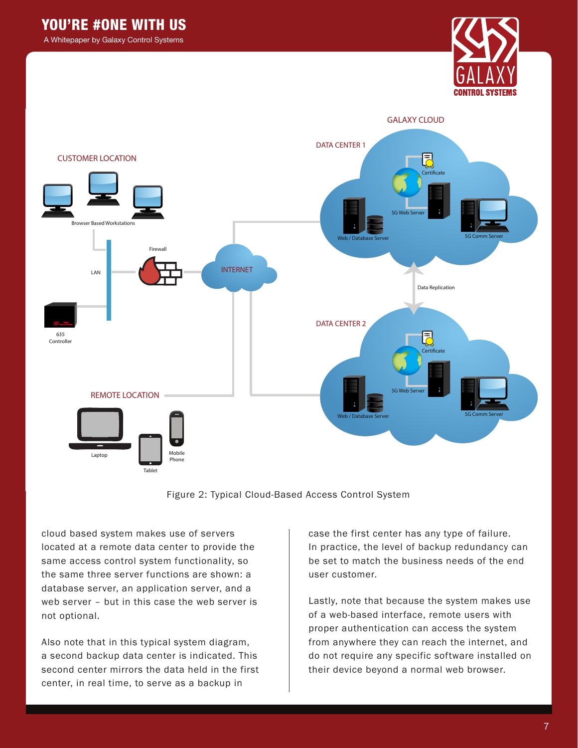Figure 2: Typical Cloud-Based Access Control System

cloud based system makes use of servers located at a remote data center to provide the same access control system functionality, so the same three server functions are shown: a database server, an application server, and a web server – but in this case the web server is not optional.

Also note that in this typical system diagram, a second backup data center is indicated. This second center mirrors the data held in the first center, in real time, to serve as a backup in case the first center has any type of failure. In practice, the level of backup redundancy can be set to match the business needs of the end user customer.

Lastly, note that because the system makes use of a web-based interface, remote users with proper authentication can access the system from anywhere they can reach the internet, and do not require any specific software installed on their device beyond a normal web browser.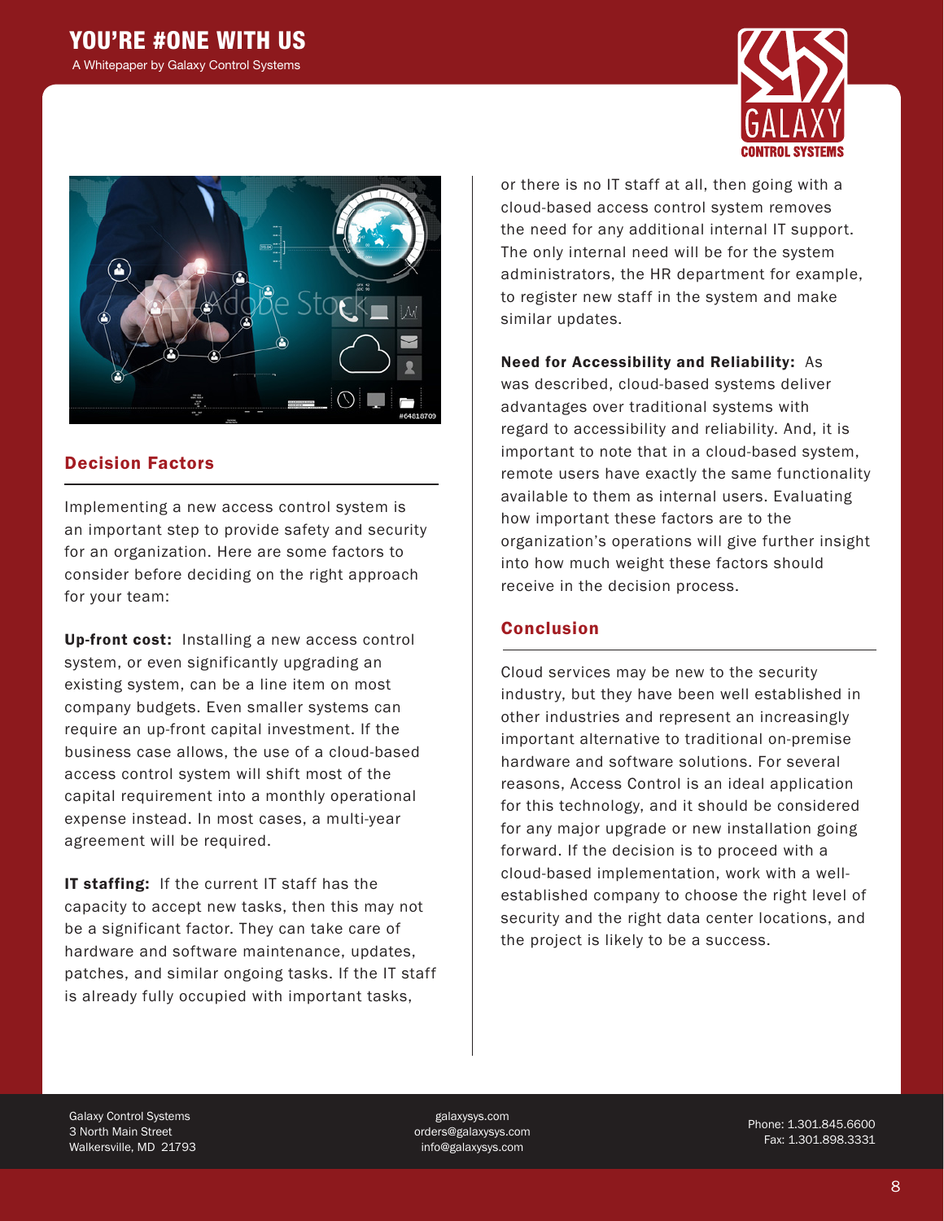## Decision Factors

Implementing a new access control system is an important step to provide safety and security for an organization. Here are some factors to consider before deciding on the right approach for your team:

**Up-front cost:** Installing a new access control system, or even significantly upgrading an existing system, can be a line item on most company budgets. Even smaller systems can require an up-front capital investment. If the business case allows, the use of a cloud-based access control system will shift most of the capital requirement into a monthly operational expense instead. In most cases, a multi-year agreement will be required.

**IT staffing:** If the current IT staff has the capacity to accept new tasks, then this may not be a significant factor. They can take care of hardware and software maintenance, updates, patches, and similar ongoing tasks. If the IT staff is already fully occupied with important tasks, or there is no IT staff at all, then going with a cloud-based access control system removes the need for any additional internal IT support. The only internal need will be for the system administrators, the HR department for example, to register new staff in the system and make similar updates.

**Need for Accessibility and Reliability:** As was described, cloud-based systems deliver advantages over traditional systems with regard to accessibility and reliability. And, it is important to note that in a cloud-based system, remote users have exactly the same functionality available to them as internal users. Evaluating how important these factors are to the organization's operations will give further insight into how much weight these factors should receive in the decision process.

## Conclusion

Cloud services may be new to the security industry, but they have been well established in other industries and represent an increasingly important alternative to traditional on-premise hardware and software solutions. For several reasons, Access Control is an ideal application for this technology, and it should be considered for any major upgrade or new installation going forward. If the decision is to proceed with a cloud-based implementation, work with a well-established company to choose the right level of security and the right data center locations, and the project is likely to be a success.

Galaxy Control Systems
3 North Main Street
Walkersville, MD 21793

galaxysys.com
orders@galaxysys.com
info@galaxysys.com

Phone: 1.301.845.6600
Fax: 1.301.898.3331